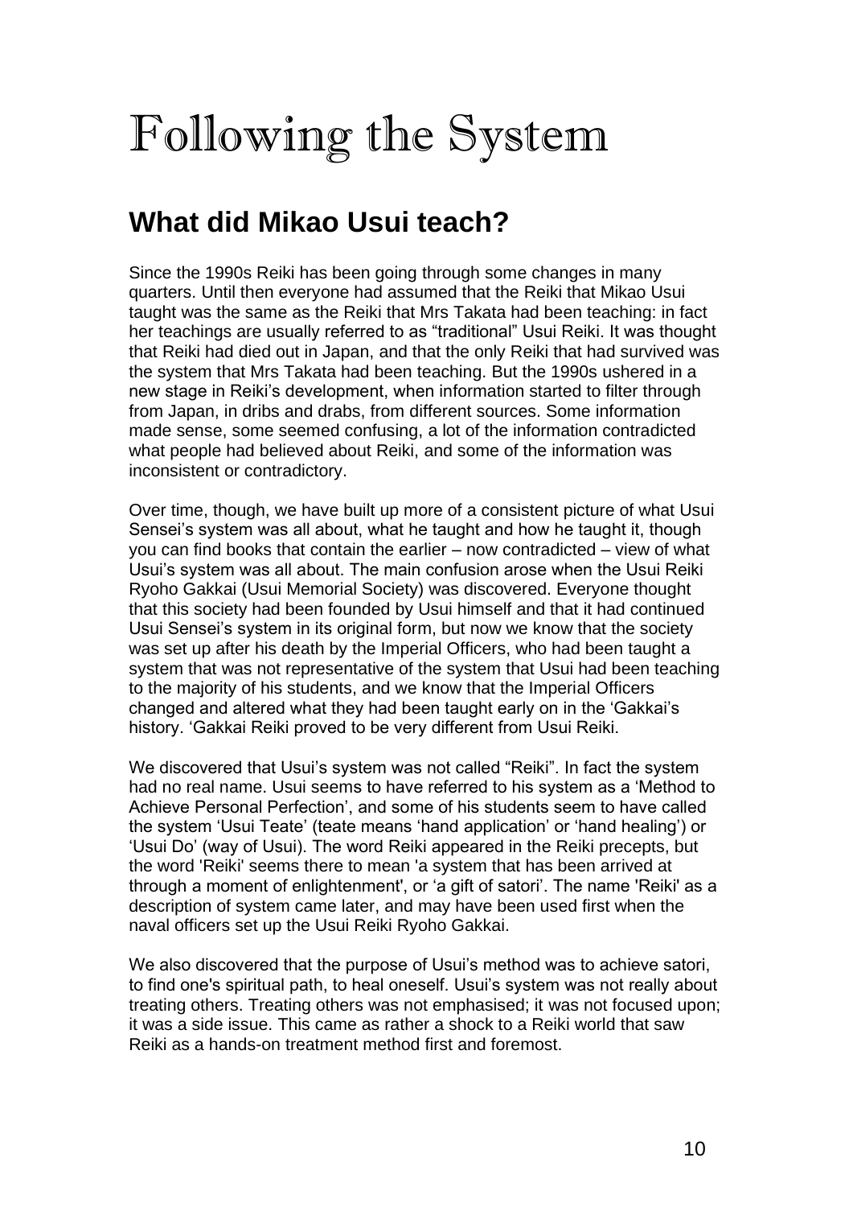# Following the System

## What did Mikao Usui teach?

Since the 1990s Reiki has been going through some changes in many quarters. Until then everyone had assumed that the Reiki that Mikao Usui taught was the same as the Reiki that Mrs Takata had been teaching: in fact her teachings are usually referred to as "traditional" Usui Reiki. It was thought that Reiki had died out in Japan, and that the only Reiki that had survived was the system that Mrs Takata had been teaching. But the 1990s ushered in a new stage in Reiki's development, when information started to filter through from Japan, in dribs and drabs, from different sources. Some information made sense, some seemed confusing, a lot of the information contradicted what people had believed about Reiki, and some of the information was inconsistent or contradictory.

Over time, though, we have built up more of a consistent picture of what Usui Sensei's system was all about, what he taught and how he taught it, though you can find books that contain the earlier – now contradicted – view of what Usui's system was all about. The main confusion arose when the Usui Reiki Ryoho Gakkai (Usui Memorial Society) was discovered. Everyone thought that this society had been founded by Usui himself and that it had continued Usui Sensei's system in its original form, but now we know that the society was set up after his death by the Imperial Officers, who had been taught a system that was not representative of the system that Usui had been teaching to the majority of his students, and we know that the Imperial Officers changed and altered what they had been taught early on in the 'Gakkai's history. 'Gakkai Reiki proved to be very different from Usui Reiki.

We discovered that Usui's system was not called "Reiki". In fact the system had no real name. Usui seems to have referred to his system as a 'Method to Achieve Personal Perfection', and some of his students seem to have called the system 'Usui Teate' (teate means 'hand application' or 'hand healing') or 'Usui Do' (way of Usui). The word Reiki appeared in the Reiki precepts, but the word 'Reiki' seems there to mean 'a system that has been arrived at through a moment of enlightenment', or 'a gift of satori'. The name 'Reiki' as a description of system came later, and may have been used first when the naval officers set up the Usui Reiki Ryoho Gakkai.

We also discovered that the purpose of Usui's method was to achieve satori, to find one's spiritual path, to heal oneself. Usui's system was not really about treating others. Treating others was not emphasised; it was not focused upon; it was a side issue. This came as rather a shock to a Reiki world that saw Reiki as a hands-on treatment method first and foremost.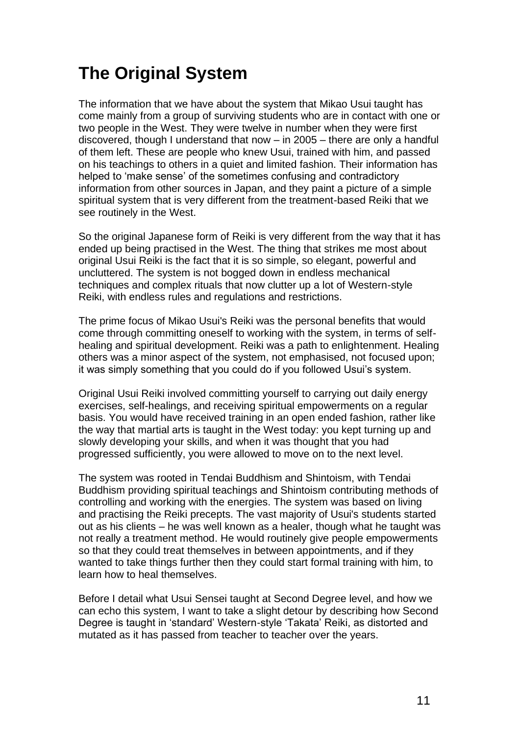# The Original System

The information that we have about the system that Mikao Usui taught has come mainly from a group of surviving students who are in contact with one or two people in the West. They were twelve in number when they were first discovered, though I understand that now – in 2005 – there are only a handful of them left. These are people who knew Usui, trained with him, and passed on his teachings to others in a quiet and limited fashion. Their information has helped to 'make sense' of the sometimes confusing and contradictory information from other sources in Japan, and they paint a picture of a simple spiritual system that is very different from the treatment-based Reiki that we see routinely in the West.

So the original Japanese form of Reiki is very different from the way that it has ended up being practised in the West. The thing that strikes me most about original Usui Reiki is the fact that it is so simple, so elegant, powerful and uncluttered. The system is not bogged down in endless mechanical techniques and complex rituals that now clutter up a lot of Western-style Reiki, with endless rules and regulations and restrictions.

The prime focus of Mikao Usui's Reiki was the personal benefits that would come through committing oneself to working with the system, in terms of self-healing and spiritual development. Reiki was a path to enlightenment. Healing others was a minor aspect of the system, not emphasised, not focused upon; it was simply something that you could do if you followed Usui's system.

Original Usui Reiki involved committing yourself to carrying out daily energy exercises, self-healings, and receiving spiritual empowerments on a regular basis. You would have received training in an open ended fashion, rather like the way that martial arts is taught in the West today: you kept turning up and slowly developing your skills, and when it was thought that you had progressed sufficiently, you were allowed to move on to the next level.

The system was rooted in Tendai Buddhism and Shintoism, with Tendai Buddhism providing spiritual teachings and Shintoism contributing methods of controlling and working with the energies. The system was based on living and practising the Reiki precepts. The vast majority of Usui's students started out as his clients – he was well known as a healer, though what he taught was not really a treatment method. He would routinely give people empowerments so that they could treat themselves in between appointments, and if they wanted to take things further then they could start formal training with him, to learn how to heal themselves.

Before I detail what Usui Sensei taught at Second Degree level, and how we can echo this system, I want to take a slight detour by describing how Second Degree is taught in 'standard' Western-style 'Takata' Reiki, as distorted and mutated as it has passed from teacher to teacher over the years.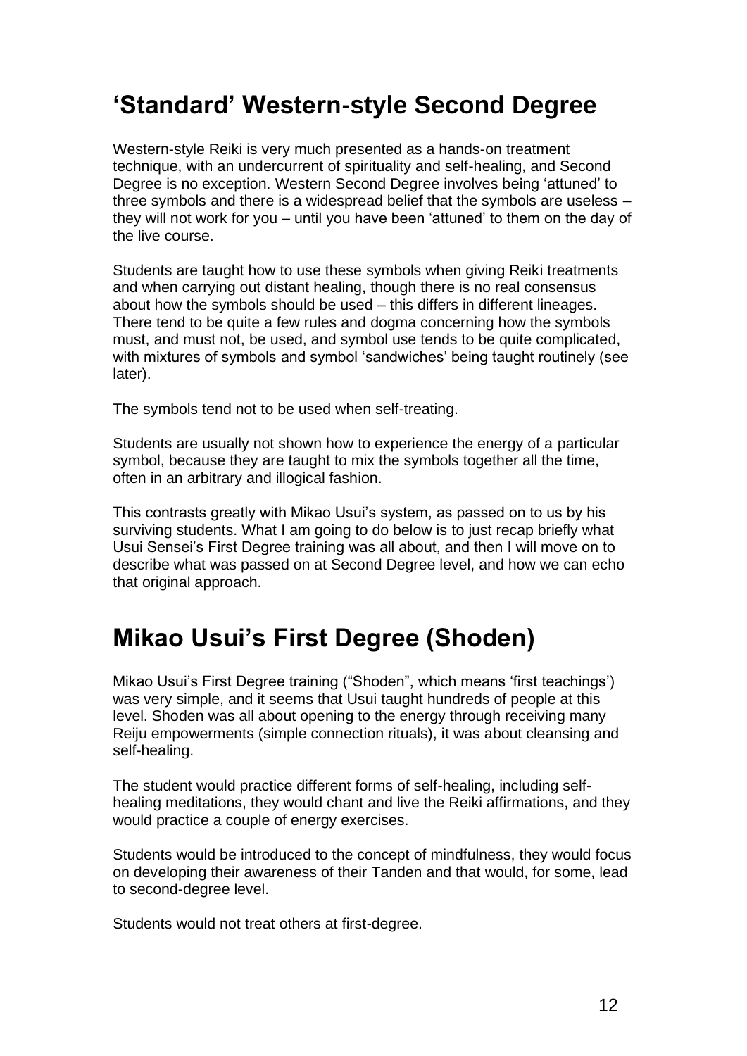## 'Standard' Western-style Second Degree

Western-style Reiki is very much presented as a hands-on treatment technique, with an undercurrent of spirituality and self-healing, and Second Degree is no exception. Western Second Degree involves being 'attuned' to three symbols and there is a widespread belief that the symbols are useless – they will not work for you – until you have been 'attuned' to them on the day of the live course.

Students are taught how to use these symbols when giving Reiki treatments and when carrying out distant healing, though there is no real consensus about how the symbols should be used – this differs in different lineages. There tend to be quite a few rules and dogma concerning how the symbols must, and must not, be used, and symbol use tends to be quite complicated, with mixtures of symbols and symbol 'sandwiches' being taught routinely (see later).

The symbols tend not to be used when self-treating.

Students are usually not shown how to experience the energy of a particular symbol, because they are taught to mix the symbols together all the time, often in an arbitrary and illogical fashion.

This contrasts greatly with Mikao Usui's system, as passed on to us by his surviving students. What I am going to do below is to just recap briefly what Usui Sensei's First Degree training was all about, and then I will move on to describe what was passed on at Second Degree level, and how we can echo that original approach.

## Mikao Usui's First Degree (Shoden)

Mikao Usui's First Degree training ("Shoden", which means 'first teachings') was very simple, and it seems that Usui taught hundreds of people at this level. Shoden was all about opening to the energy through receiving many Reiju empowerments (simple connection rituals), it was about cleansing and self-healing.

The student would practice different forms of self-healing, including self-healing meditations, they would chant and live the Reiki affirmations, and they would practice a couple of energy exercises.

Students would be introduced to the concept of mindfulness, they would focus on developing their awareness of their Tanden and that would, for some, lead to second-degree level.

Students would not treat others at first-degree.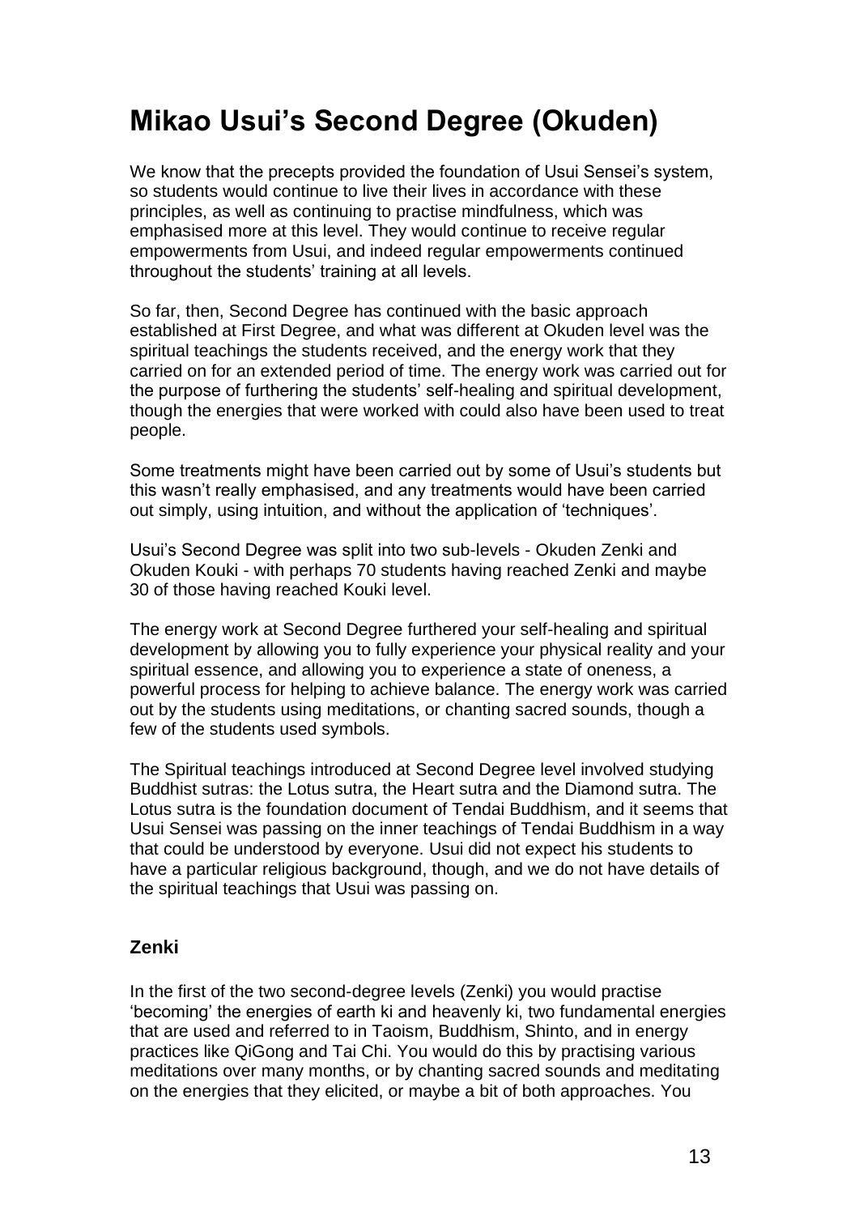# Mikao Usui's Second Degree (Okuden)

We know that the precepts provided the foundation of Usui Sensei's system, so students would continue to live their lives in accordance with these principles, as well as continuing to practise mindfulness, which was emphasised more at this level. They would continue to receive regular empowerments from Usui, and indeed regular empowerments continued throughout the students' training at all levels.

So far, then, Second Degree has continued with the basic approach established at First Degree, and what was different at Okuden level was the spiritual teachings the students received, and the energy work that they carried on for an extended period of time. The energy work was carried out for the purpose of furthering the students' self-healing and spiritual development, though the energies that were worked with could also have been used to treat people.

Some treatments might have been carried out by some of Usui's students but this wasn't really emphasised, and any treatments would have been carried out simply, using intuition, and without the application of 'techniques'.

Usui's Second Degree was split into two sub-levels - Okuden Zenki and Okuden Kouki - with perhaps 70 students having reached Zenki and maybe 30 of those having reached Kouki level.

The energy work at Second Degree furthered your self-healing and spiritual development by allowing you to fully experience your physical reality and your spiritual essence, and allowing you to experience a state of oneness, a powerful process for helping to achieve balance. The energy work was carried out by the students using meditations, or chanting sacred sounds, though a few of the students used symbols.

The Spiritual teachings introduced at Second Degree level involved studying Buddhist sutras: the Lotus sutra, the Heart sutra and the Diamond sutra. The Lotus sutra is the foundation document of Tendai Buddhism, and it seems that Usui Sensei was passing on the inner teachings of Tendai Buddhism in a way that could be understood by everyone. Usui did not expect his students to have a particular religious background, though, and we do not have details of the spiritual teachings that Usui was passing on.

### Zenki

In the first of the two second-degree levels (Zenki) you would practise 'becoming' the energies of earth ki and heavenly ki, two fundamental energies that are used and referred to in Taoism, Buddhism, Shinto, and in energy practices like QiGong and Tai Chi. You would do this by practising various meditations over many months, or by chanting sacred sounds and meditating on the energies that they elicited, or maybe a bit of both approaches. You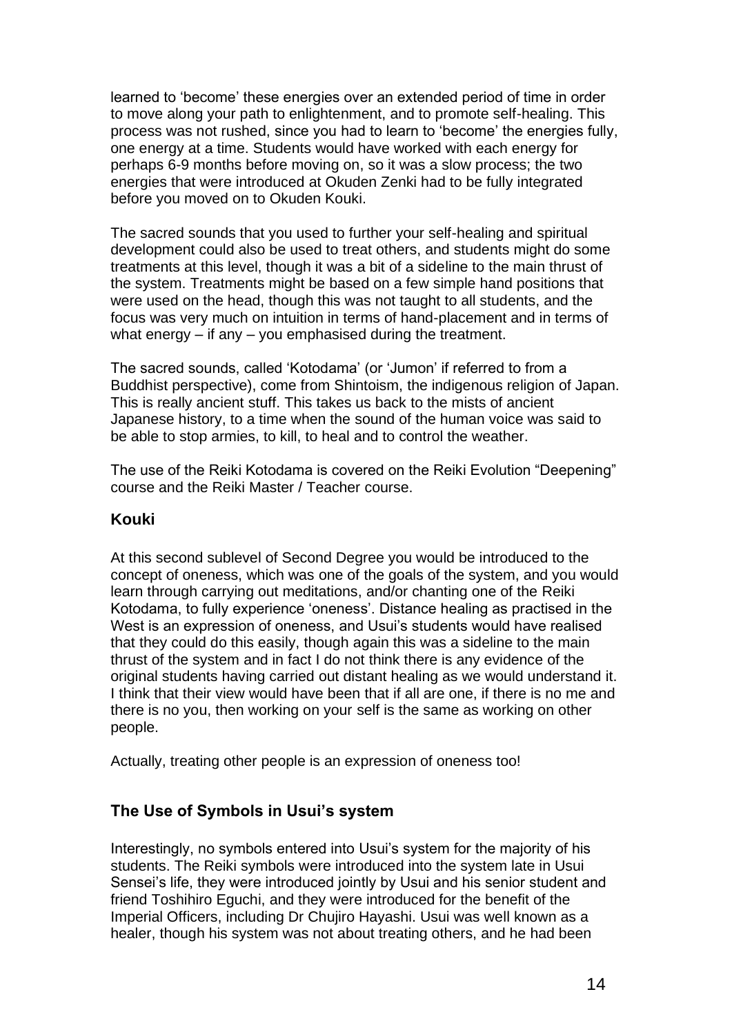learned to 'become' these energies over an extended period of time in order to move along your path to enlightenment, and to promote self-healing. This process was not rushed, since you had to learn to 'become' the energies fully, one energy at a time. Students would have worked with each energy for perhaps 6-9 months before moving on, so it was a slow process; the two energies that were introduced at Okuden Zenki had to be fully integrated before you moved on to Okuden Kouki.

The sacred sounds that you used to further your self-healing and spiritual development could also be used to treat others, and students might do some treatments at this level, though it was a bit of a sideline to the main thrust of the system. Treatments might be based on a few simple hand positions that were used on the head, though this was not taught to all students, and the focus was very much on intuition in terms of hand-placement and in terms of what energy – if any – you emphasised during the treatment.

The sacred sounds, called 'Kotodama' (or 'Jumon' if referred to from a Buddhist perspective), come from Shintoism, the indigenous religion of Japan. This is really ancient stuff. This takes us back to the mists of ancient Japanese history, to a time when the sound of the human voice was said to be able to stop armies, to kill, to heal and to control the weather.

The use of the Reiki Kotodama is covered on the Reiki Evolution "Deepening" course and the Reiki Master / Teacher course.

### Kouki

At this second sublevel of Second Degree you would be introduced to the concept of oneness, which was one of the goals of the system, and you would learn through carrying out meditations, and/or chanting one of the Reiki Kotodama, to fully experience 'oneness'. Distance healing as practised in the West is an expression of oneness, and Usui's students would have realised that they could do this easily, though again this was a sideline to the main thrust of the system and in fact I do not think there is any evidence of the original students having carried out distant healing as we would understand it. I think that their view would have been that if all are one, if there is no me and there is no you, then working on your self is the same as working on other people.

Actually, treating other people is an expression of oneness too!

## The Use of Symbols in Usui's system

Interestingly, no symbols entered into Usui's system for the majority of his students. The Reiki symbols were introduced into the system late in Usui Sensei's life, they were introduced jointly by Usui and his senior student and friend Toshihiro Eguchi, and they were introduced for the benefit of the Imperial Officers, including Dr Chujiro Hayashi. Usui was well known as a healer, though his system was not about treating others, and he had been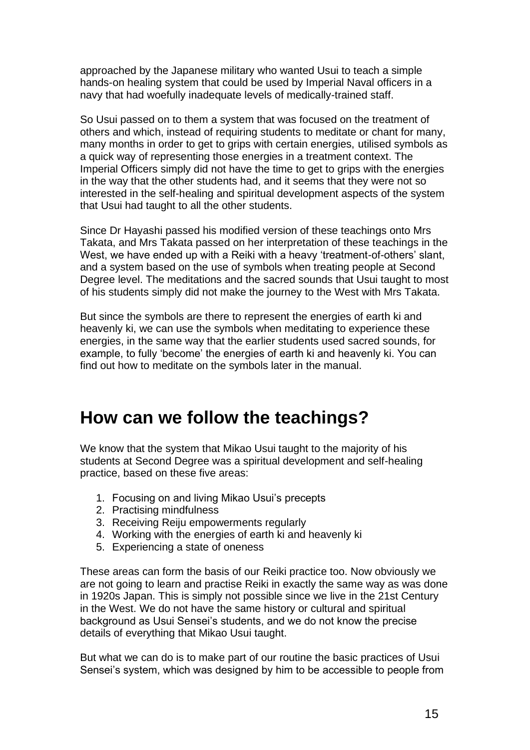approached by the Japanese military who wanted Usui to teach a simple hands-on healing system that could be used by Imperial Naval officers in a navy that had woefully inadequate levels of medically-trained staff.

So Usui passed on to them a system that was focused on the treatment of others and which, instead of requiring students to meditate or chant for many, many months in order to get to grips with certain energies, utilised symbols as a quick way of representing those energies in a treatment context. The Imperial Officers simply did not have the time to get to grips with the energies in the way that the other students had, and it seems that they were not so interested in the self-healing and spiritual development aspects of the system that Usui had taught to all the other students.

Since Dr Hayashi passed his modified version of these teachings onto Mrs Takata, and Mrs Takata passed on her interpretation of these teachings in the West, we have ended up with a Reiki with a heavy 'treatment-of-others' slant, and a system based on the use of symbols when treating people at Second Degree level. The meditations and the sacred sounds that Usui taught to most of his students simply did not make the journey to the West with Mrs Takata.

But since the symbols are there to represent the energies of earth ki and heavenly ki, we can use the symbols when meditating to experience these energies, in the same way that the earlier students used sacred sounds, for example, to fully 'become' the energies of earth ki and heavenly ki. You can find out how to meditate on the symbols later in the manual.

## How can we follow the teachings?

We know that the system that Mikao Usui taught to the majority of his students at Second Degree was a spiritual development and self-healing practice, based on these five areas:

1. Focusing on and living Mikao Usui's precepts
2. Practising mindfulness
3. Receiving Reiju empowerments regularly
4. Working with the energies of earth ki and heavenly ki
5. Experiencing a state of oneness

These areas can form the basis of our Reiki practice too. Now obviously we are not going to learn and practise Reiki in exactly the same way as was done in 1920s Japan. This is simply not possible since we live in the 21st Century in the West. We do not have the same history or cultural and spiritual background as Usui Sensei's students, and we do not know the precise details of everything that Mikao Usui taught.

But what we can do is to make part of our routine the basic practices of Usui Sensei's system, which was designed by him to be accessible to people from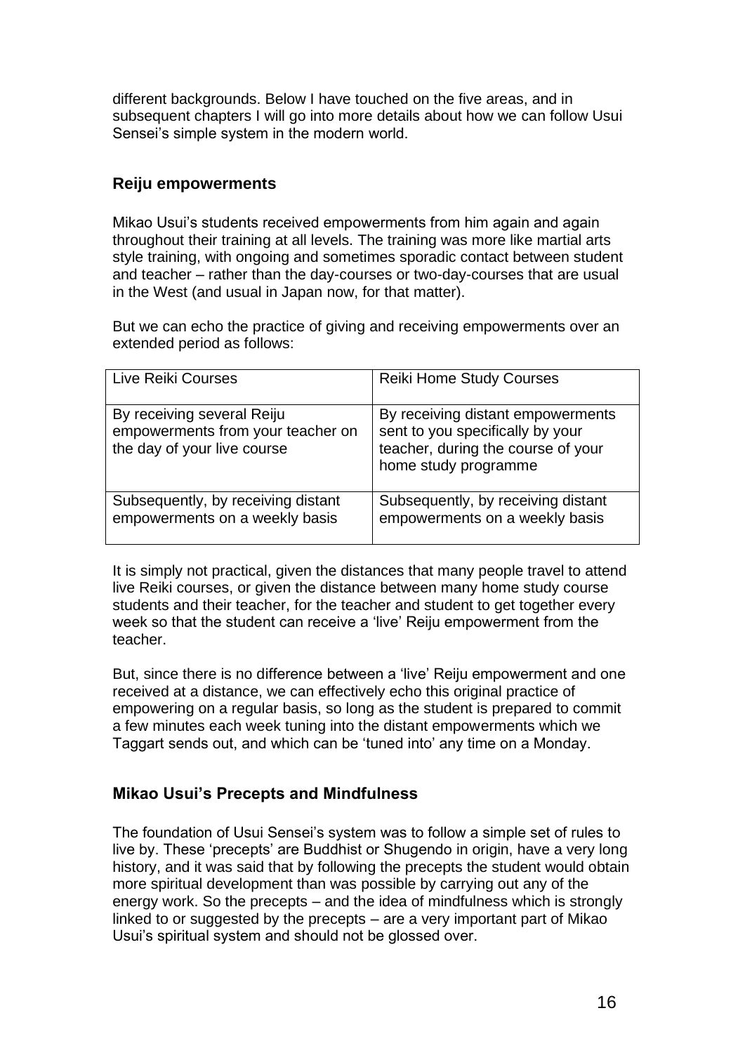different backgrounds. Below I have touched on the five areas, and in subsequent chapters I will go into more details about how we can follow Usui Sensei's simple system in the modern world.

### Reiju empowerments

Mikao Usui's students received empowerments from him again and again throughout their training at all levels. The training was more like martial arts style training, with ongoing and sometimes sporadic contact between student and teacher – rather than the day-courses or two-day-courses that are usual in the West (and usual in Japan now, for that matter).

But we can echo the practice of giving and receiving empowerments over an extended period as follows:

| Live Reiki Courses | Reiki Home Study Courses |
|---|---|
| By receiving several Reiju empowerments from your teacher on the day of your live course | By receiving distant empowerments sent to you specifically by your teacher, during the course of your home study programme |
| Subsequently, by receiving distant empowerments on a weekly basis | Subsequently, by receiving distant empowerments on a weekly basis |

It is simply not practical, given the distances that many people travel to attend live Reiki courses, or given the distance between many home study course students and their teacher, for the teacher and student to get together every week so that the student can receive a 'live' Reiju empowerment from the teacher.

But, since there is no difference between a 'live' Reiju empowerment and one received at a distance, we can effectively echo this original practice of empowering on a regular basis, so long as the student is prepared to commit a few minutes each week tuning into the distant empowerments which we Taggart sends out, and which can be 'tuned into' any time on a Monday.

### Mikao Usui's Precepts and Mindfulness

The foundation of Usui Sensei's system was to follow a simple set of rules to live by. These 'precepts' are Buddhist or Shugendo in origin, have a very long history, and it was said that by following the precepts the student would obtain more spiritual development than was possible by carrying out any of the energy work. So the precepts – and the idea of mindfulness which is strongly linked to or suggested by the precepts – are a very important part of Mikao Usui's spiritual system and should not be glossed over.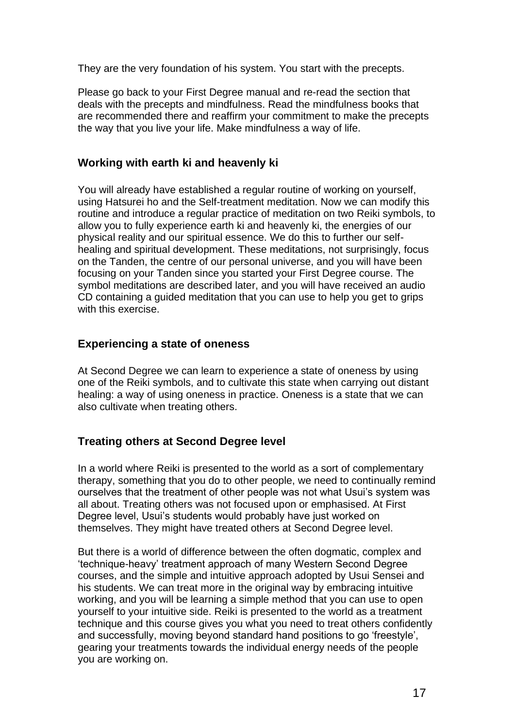They are the very foundation of his system. You start with the precepts.

Please go back to your First Degree manual and re-read the section that deals with the precepts and mindfulness. Read the mindfulness books that are recommended there and reaffirm your commitment to make the precepts the way that you live your life. Make mindfulness a way of life.

### Working with earth ki and heavenly ki

You will already have established a regular routine of working on yourself, using Hatsurei ho and the Self-treatment meditation. Now we can modify this routine and introduce a regular practice of meditation on two Reiki symbols, to allow you to fully experience earth ki and heavenly ki, the energies of our physical reality and our spiritual essence. We do this to further our self-healing and spiritual development. These meditations, not surprisingly, focus on the Tanden, the centre of our personal universe, and you will have been focusing on your Tanden since you started your First Degree course. The symbol meditations are described later, and you will have received an audio CD containing a guided meditation that you can use to help you get to grips with this exercise.

### Experiencing a state of oneness

At Second Degree we can learn to experience a state of oneness by using one of the Reiki symbols, and to cultivate this state when carrying out distant healing: a way of using oneness in practice. Oneness is a state that we can also cultivate when treating others.

### Treating others at Second Degree level

In a world where Reiki is presented to the world as a sort of complementary therapy, something that you do to other people, we need to continually remind ourselves that the treatment of other people was not what Usui's system was all about. Treating others was not focused upon or emphasised. At First Degree level, Usui's students would probably have just worked on themselves. They might have treated others at Second Degree level.

But there is a world of difference between the often dogmatic, complex and 'technique-heavy' treatment approach of many Western Second Degree courses, and the simple and intuitive approach adopted by Usui Sensei and his students. We can treat more in the original way by embracing intuitive working, and you will be learning a simple method that you can use to open yourself to your intuitive side. Reiki is presented to the world as a treatment technique and this course gives you what you need to treat others confidently and successfully, moving beyond standard hand positions to go 'freestyle', gearing your treatments towards the individual energy needs of the people you are working on.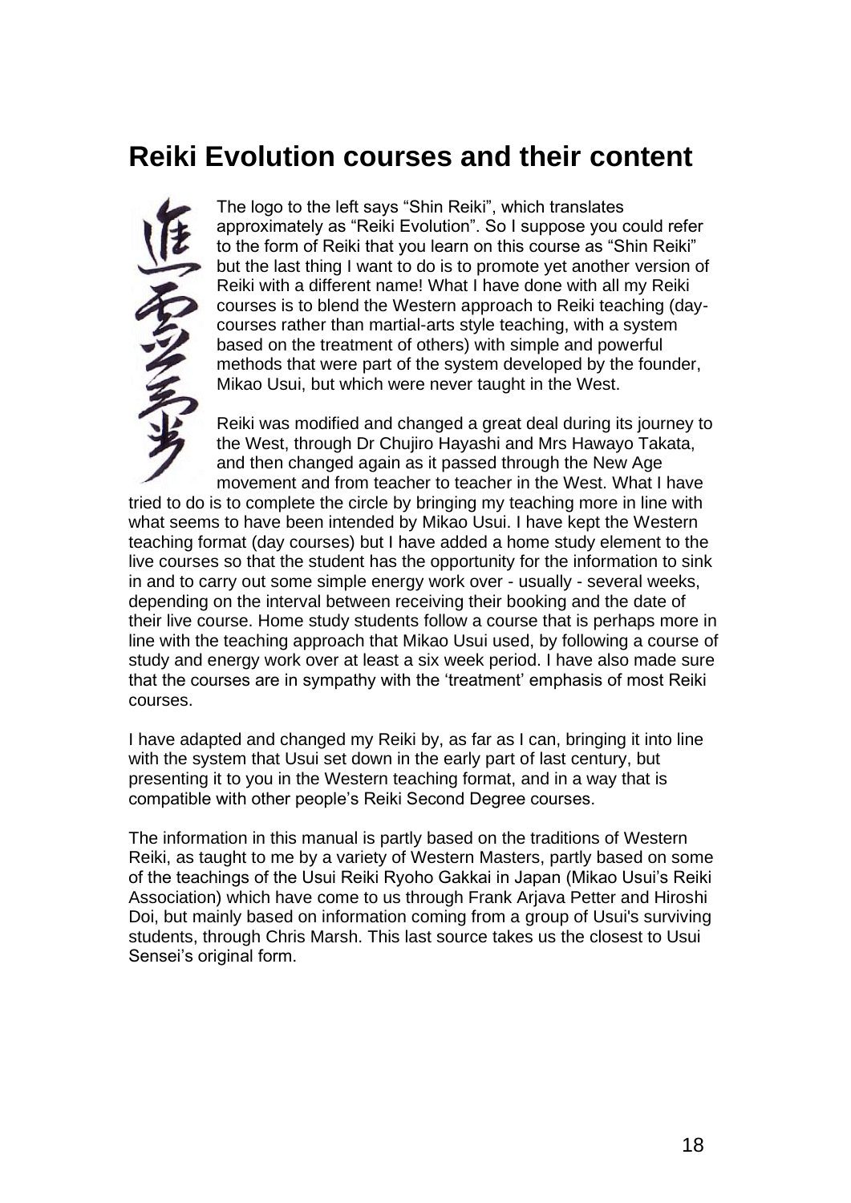## Reiki Evolution courses and their content

The logo to the left says "Shin Reiki", which translates approximately as "Reiki Evolution". So I suppose you could refer to the form of Reiki that you learn on this course as "Shin Reiki" but the last thing I want to do is to promote yet another version of Reiki with a different name! What I have done with all my Reiki courses is to blend the Western approach to Reiki teaching (day-courses rather than martial-arts style teaching, with a system based on the treatment of others) with simple and powerful methods that were part of the system developed by the founder, Mikao Usui, but which were never taught in the West.

Reiki was modified and changed a great deal during its journey to the West, through Dr Chujiro Hayashi and Mrs Hawayo Takata, and then changed again as it passed through the New Age movement and from teacher to teacher in the West. What I have tried to do is to complete the circle by bringing my teaching more in line with what seems to have been intended by Mikao Usui. I have kept the Western teaching format (day courses) but I have added a home study element to the live courses so that the student has the opportunity for the information to sink in and to carry out some simple energy work over - usually - several weeks, depending on the interval between receiving their booking and the date of their live course. Home study students follow a course that is perhaps more in line with the teaching approach that Mikao Usui used, by following a course of study and energy work over at least a six week period. I have also made sure that the courses are in sympathy with the 'treatment' emphasis of most Reiki courses.

I have adapted and changed my Reiki by, as far as I can, bringing it into line with the system that Usui set down in the early part of last century, but presenting it to you in the Western teaching format, and in a way that is compatible with other people's Reiki Second Degree courses.

The information in this manual is partly based on the traditions of Western Reiki, as taught to me by a variety of Western Masters, partly based on some of the teachings of the Usui Reiki Ryoho Gakkai in Japan (Mikao Usui's Reiki Association) which have come to us through Frank Arjava Petter and Hiroshi Doi, but mainly based on information coming from a group of Usui's surviving students, through Chris Marsh. This last source takes us the closest to Usui Sensei's original form.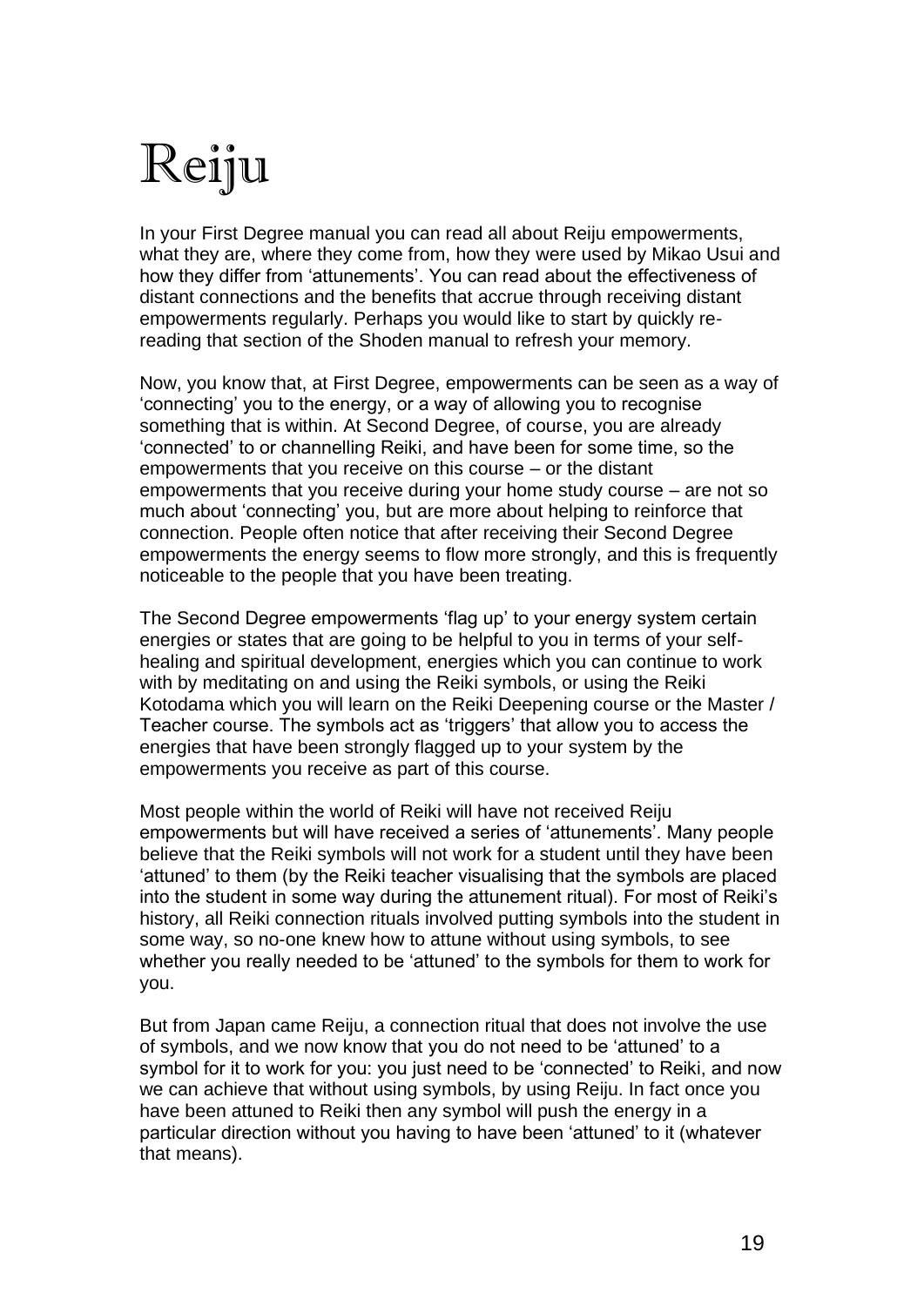# Reiju

In your First Degree manual you can read all about Reiju empowerments, what they are, where they come from, how they were used by Mikao Usui and how they differ from 'attunements'. You can read about the effectiveness of distant connections and the benefits that accrue through receiving distant empowerments regularly. Perhaps you would like to start by quickly re-reading that section of the Shoden manual to refresh your memory.

Now, you know that, at First Degree, empowerments can be seen as a way of 'connecting' you to the energy, or a way of allowing you to recognise something that is within. At Second Degree, of course, you are already 'connected' to or channelling Reiki, and have been for some time, so the empowerments that you receive on this course – or the distant empowerments that you receive during your home study course – are not so much about 'connecting' you, but are more about helping to reinforce that connection. People often notice that after receiving their Second Degree empowerments the energy seems to flow more strongly, and this is frequently noticeable to the people that you have been treating.

The Second Degree empowerments 'flag up' to your energy system certain energies or states that are going to be helpful to you in terms of your self-healing and spiritual development, energies which you can continue to work with by meditating on and using the Reiki symbols, or using the Reiki Kotodama which you will learn on the Reiki Deepening course or the Master / Teacher course. The symbols act as 'triggers' that allow you to access the energies that have been strongly flagged up to your system by the empowerments you receive as part of this course.

Most people within the world of Reiki will have not received Reiju empowerments but will have received a series of 'attunements'. Many people believe that the Reiki symbols will not work for a student until they have been 'attuned' to them (by the Reiki teacher visualising that the symbols are placed into the student in some way during the attunement ritual). For most of Reiki's history, all Reiki connection rituals involved putting symbols into the student in some way, so no-one knew how to attune without using symbols, to see whether you really needed to be 'attuned' to the symbols for them to work for you.

But from Japan came Reiju, a connection ritual that does not involve the use of symbols, and we now know that you do not need to be 'attuned' to a symbol for it to work for you: you just need to be 'connected' to Reiki, and now we can achieve that without using symbols, by using Reiju. In fact once you have been attuned to Reiki then any symbol will push the energy in a particular direction without you having to have been 'attuned' to it (whatever that means).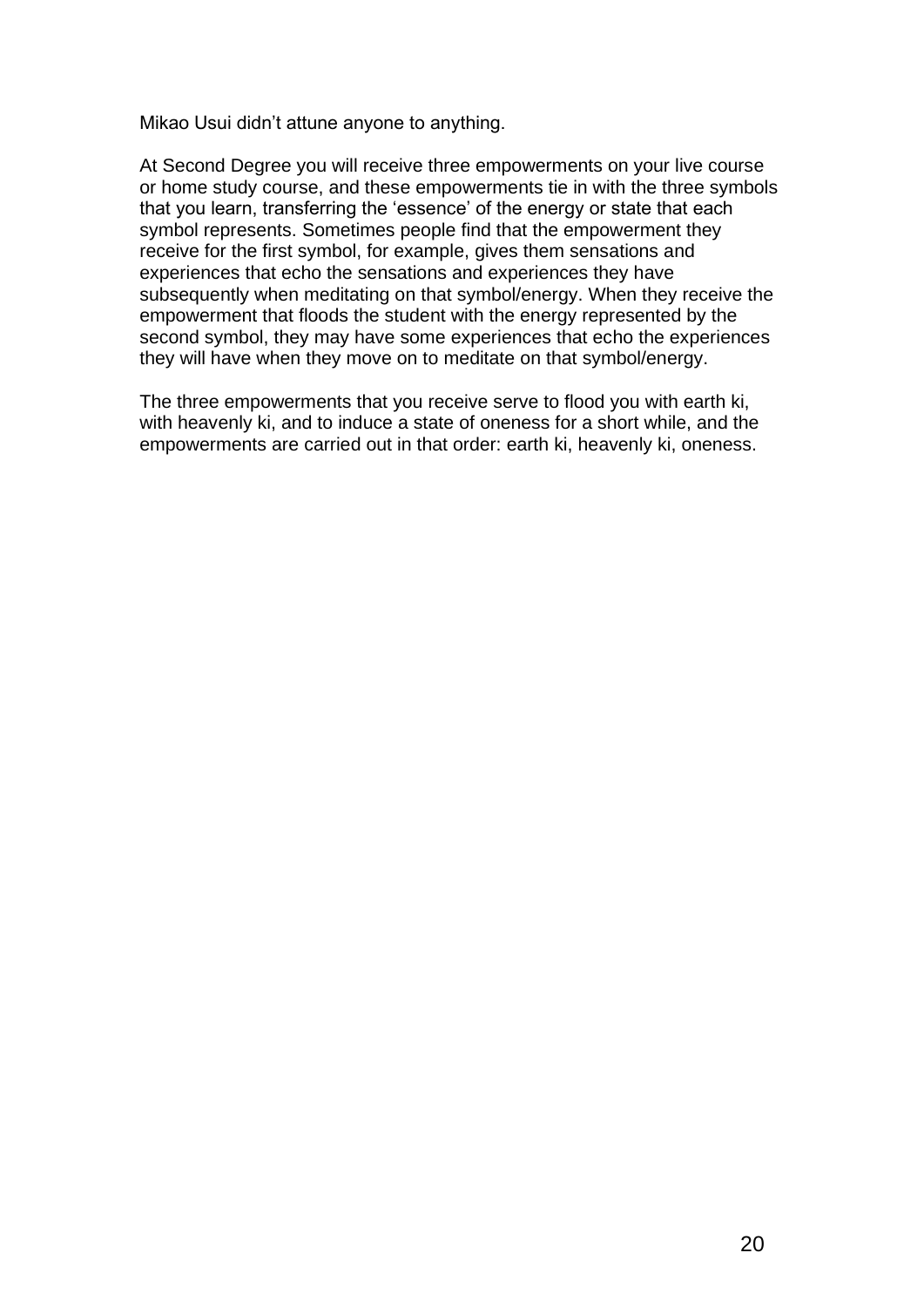Mikao Usui didn't attune anyone to anything.

At Second Degree you will receive three empowerments on your live course or home study course, and these empowerments tie in with the three symbols that you learn, transferring the 'essence' of the energy or state that each symbol represents. Sometimes people find that the empowerment they receive for the first symbol, for example, gives them sensations and experiences that echo the sensations and experiences they have subsequently when meditating on that symbol/energy. When they receive the empowerment that floods the student with the energy represented by the second symbol, they may have some experiences that echo the experiences they will have when they move on to meditate on that symbol/energy.

The three empowerments that you receive serve to flood you with earth ki, with heavenly ki, and to induce a state of oneness for a short while, and the empowerments are carried out in that order: earth ki, heavenly ki, oneness.